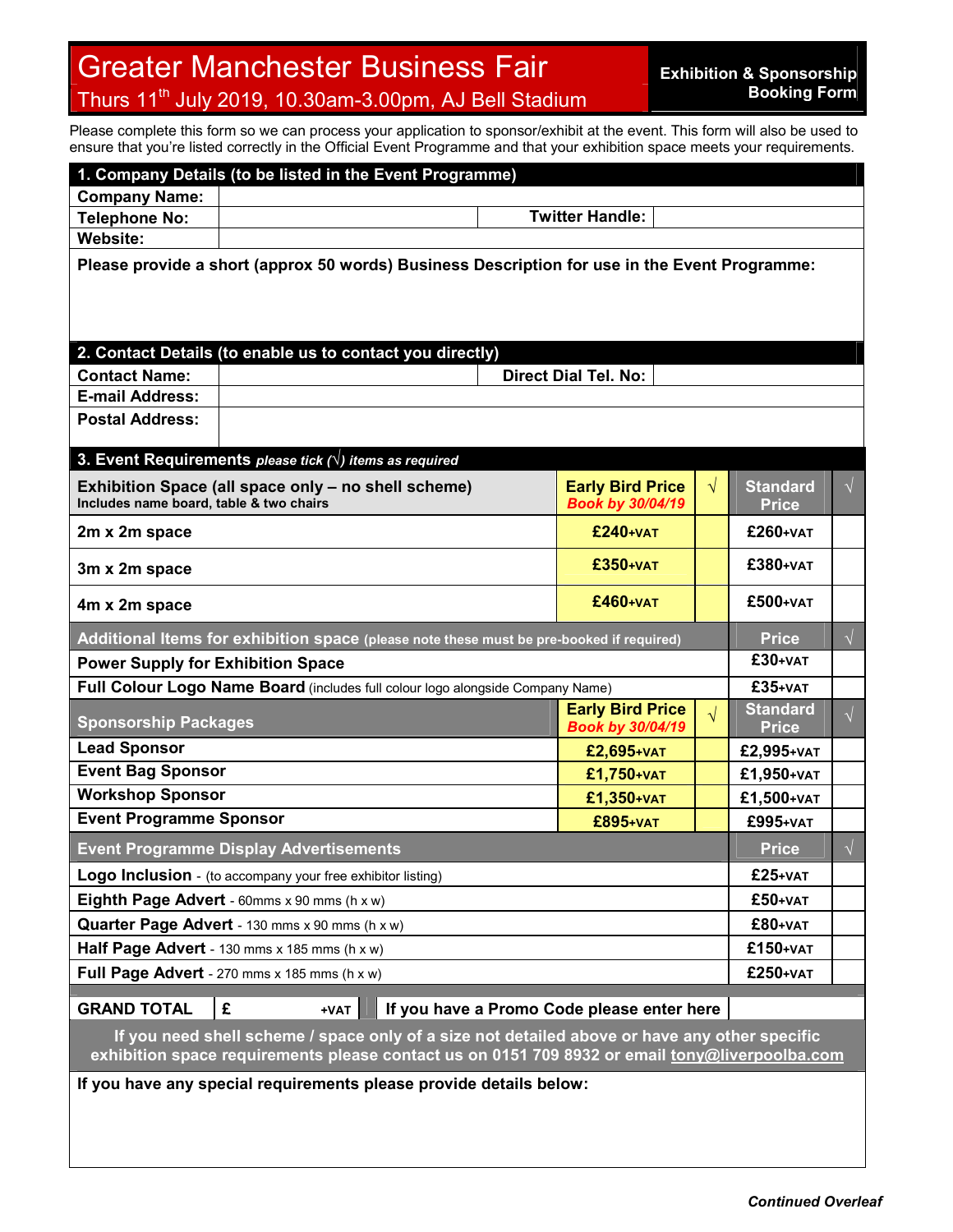# Greater Manchester Business Fair

Thurs 11th July 2019, 10.30am-3.00pm, AJ Bell Stadium

**Exhibition & Sponsorship Booking Form**

Please complete this form so we can process your application to sponsor/exhibit at the event. This form will also be used to ensure that you're listed correctly in the Official Event Programme and that your exhibition space meets your requirements.

## 1. Company Details (to be listed in the Event Programme)

| | | | |
|---|---|---|---|
| **Company Name:** | | | |
| **Telephone No:** | | **Twitter Handle:** | |
| **Website:** | | | |

**Please provide a short (approx 50 words) Business Description for use in the Event Programme:**

## 2. Contact Details (to enable us to contact you directly)

| | | | |
|---|---|---|---|
| **Contact Name:** | | **Direct Dial Tel. No:** | |
| **E-mail Address:** | | | |
| **Postal Address:** | | | |

## 3. Event Requirements *please tick (√) items as required*

| **Exhibition Space (all space only – no shell scheme)** Includes name board, table & two chairs | **Early Bird Price** *Book by 30/04/19* | √ | **Standard Price** | √ |
|---|---|---|---|---|
| **2m x 2m space** | £240+VAT | | £260+VAT | |
| **3m x 2m space** | £350+VAT | | £380+VAT | |
| **4m x 2m space** | £460+VAT | | £500+VAT | |

| **Additional Items for exhibition space** (please note these must be pre-booked if required) | **Price** | √ |
|---|---|---|
| **Power Supply for Exhibition Space** | £30+VAT | |
| **Full Colour Logo Name Board** (includes full colour logo alongside Company Name) | £35+VAT | |

| **Sponsorship Packages** | **Early Bird Price** *Book by 30/04/19* | √ | **Standard Price** | √ |
|---|---|---|---|---|
| **Lead Sponsor** | £2,695+VAT | | £2,995+VAT | |
| **Event Bag Sponsor** | £1,750+VAT | | £1,950+VAT | |
| **Workshop Sponsor** | £1,350+VAT | | £1,500+VAT | |
| **Event Programme Sponsor** | £895+VAT | | £995+VAT | |

| **Event Programme Display Advertisements** | **Price** | √ |
|---|---|---|
| **Logo Inclusion** - (to accompany your free exhibitor listing) | £25+VAT | |
| **Eighth Page Advert** - 60mms x 90 mms (h x w) | £50+VAT | |
| **Quarter Page Advert** - 130 mms x 90 mms (h x w) | £80+VAT | |
| **Half Page Advert** - 130 mms x 185 mms (h x w) | £150+VAT | |
| **Full Page Advert** - 270 mms x 185 mms (h x w) | £250+VAT | |

| **GRAND TOTAL** | £ +VAT | **If you have a Promo Code please enter here** | |
|---|---|---|---|

**If you need shell scheme / space only of a size not detailed above or have any other specific exhibition space requirements please contact us on 0151 709 8932 or email tony@liverpoolba.com**

**If you have any special requirements please provide details below:**

***Continued Overleaf***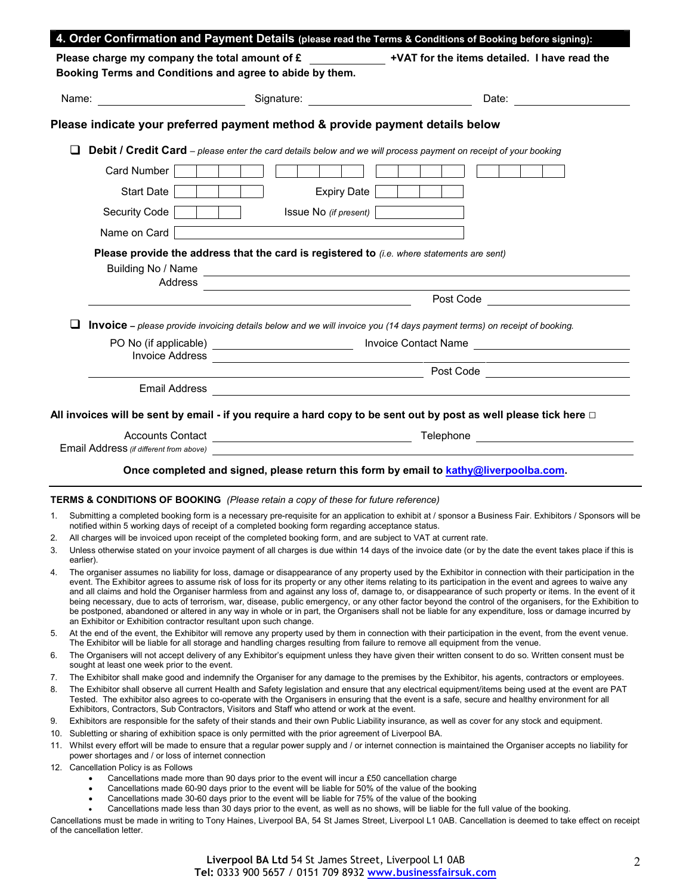## 4. Order Confirmation and Payment Details (please read the Terms & Conditions of Booking before signing):

**Please charge my company the total amount of £ ____________ +VAT for the items detailed. I have read the Booking Terms and Conditions and agree to abide by them.**

Name: ____________________ Signature: ____________________ Date: ____________

### Please indicate your preferred payment method & provide payment details below

☐ **Debit / Credit Card** – *please enter the card details below and we will process payment on receipt of your booking*

Card Number ____ ____ ____ ____

Start Date ______ Expiry Date ______

Security Code ______ Issue No *(if present)* ______

Name on Card ____________________

**Please provide the address that the card is registered to** *(i.e. where statements are sent)*

Building No / Name ____________________

Address ____________________

____________________ Post Code ____________

☐ **Invoice** – *please provide invoicing details below and we will invoice you (14 days payment terms) on receipt of booking.*

PO No (if applicable) ____________ Invoice Contact Name ____________

Invoice Address ____________________

____________________ Post Code ____________

Email Address ____________________

**All invoices will be sent by email - if you require a hard copy to be sent out by post as well please tick here** ☐

Accounts Contact ____________________ Telephone ____________

Email Address *(if different from above)* ____________________

**Once completed and signed, please return this form by email to kathy@liverpoolba.com.**

---

**TERMS & CONDITIONS OF BOOKING** *(Please retain a copy of these for future reference)*

1. Submitting a completed booking form is a necessary pre-requisite for an application to exhibit at / sponsor a Business Fair. Exhibitors / Sponsors will be notified within 5 working days of receipt of a completed booking form regarding acceptance status.
2. All charges will be invoiced upon receipt of the completed booking form, and are subject to VAT at current rate.
3. Unless otherwise stated on your invoice payment of all charges is due within 14 days of the invoice date (or by the date the event takes place if this is earlier).
4. The organiser assumes no liability for loss, damage or disappearance of any property used by the Exhibitor in connection with their participation in the event. The Exhibitor agrees to assume risk of loss for its property or any other items relating to its participation in the event and agrees to waive any and all claims and hold the Organiser harmless from and against any loss of, damage to, or disappearance of such property or items. In the event of it being necessary, due to acts of terrorism, war, disease, public emergency, or any other factor beyond the control of the organisers, for the Exhibition to be postponed, abandoned or altered in any way in whole or in part, the Organisers shall not be liable for any expenditure, loss or damage incurred by an Exhibitor or Exhibition contractor resultant upon such change.
5. At the end of the event, the Exhibitor will remove any property used by them in connection with their participation in the event, from the event venue. The Exhibitor will be liable for all storage and handling charges resulting from failure to remove all equipment from the venue.
6. The Organisers will not accept delivery of any Exhibitor's equipment unless they have given their written consent to do so. Written consent must be sought at least one week prior to the event.
7. The Exhibitor shall make good and indemnify the Organiser for any damage to the premises by the Exhibitor, his agents, contractors or employees.
8. The Exhibitor shall observe all current Health and Safety legislation and ensure that any electrical equipment/items being used at the event are PAT Tested. The exhibitor also agrees to co-operate with the Organisers in ensuring that the event is a safe, secure and healthy environment for all Exhibitors, Contractors, Sub Contractors, Visitors and Staff who attend or work at the event.
9. Exhibitors are responsible for the safety of their stands and their own Public Liability insurance, as well as cover for any stock and equipment.
10. Subletting or sharing of exhibition space is only permitted with the prior agreement of Liverpool BA.
11. Whilst every effort will be made to ensure that a regular power supply and / or internet connection is maintained the Organiser accepts no liability for power shortages and / or loss of internet connection
12. Cancellation Policy is as Follows
    - Cancellations made more than 90 days prior to the event will incur a £50 cancellation charge
    - Cancellations made 60-90 days prior to the event will be liable for 50% of the value of the booking
    - Cancellations made 30-60 days prior to the event will be liable for 75% of the value of the booking
    - Cancellations made less than 30 days prior to the event, as well as no shows, will be liable for the full value of the booking.

Cancellations must be made in writing to Tony Haines, Liverpool BA, 54 St James Street, Liverpool L1 0AB. Cancellation is deemed to take effect on receipt of the cancellation letter.

**Liverpool BA Ltd** 54 St James Street, Liverpool L1 0AB
**Tel:** 0333 900 5657 / 0151 709 8932 www.businessfairsuk.com